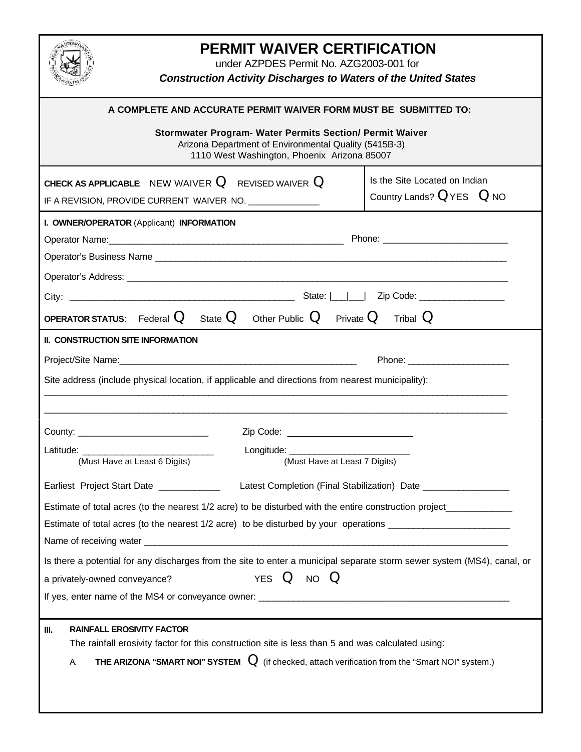# PERMIT WAIVER CERTIFICATION

under AZPDES Permit No. AZG2003-001 for

***Construction Activity Discharges to Waters of the United States***

**A COMPLETE AND ACCURATE PERMIT WAIVER FORM MUST BE SUBMITTED TO:**

**Stormwater Program- Water Permits Section/ Permit Waiver**
Arizona Department of Environmental Quality (5415B-3)
1110 West Washington, Phoenix Arizona 85007

**CHECK AS APPLICABLE**: NEW WAIVER Q REVISED WAIVER Q

IF A REVISION, PROVIDE CURRENT WAIVER NO. ______________

Is the Site Located on Indian Country Lands? Q YES Q NO

## I. OWNER/OPERATOR (Applicant) INFORMATION

Operator Name:_______________________________________________ Phone: ________________________

Operator's Business Name ________________________________________________________________________

Operator's Address: ____________________________________________________________________________

City: ____________________________________________ State: |___|___| Zip Code: ________________

**OPERATOR STATUS**: Federal Q State Q Other Public Q Private Q Tribal Q

## II. CONSTRUCTION SITE INFORMATION

Project/Site Name:_______________________________________________ Phone: ___________________

Site address (include physical location, if applicable and directions from nearest municipality):

____________________________________________________________________________________________

____________________________________________________________________________________________

County: __________________________ Zip Code: ________________________

Latitude: __________________________ (Must Have at Least 6 Digits) Longitude: _______________________ (Must Have at Least 7 Digits)

Earliest Project Start Date ____________ Latest Completion (Final Stabilization) Date ________________

Estimate of total acres (to the nearest 1/2 acre) to be disturbed with the entire construction project____________

Estimate of total acres (to the nearest 1/2 acre) to be disturbed by your operations _______________________

Name of receiving water _________________________________________________________________________

Is there a potential for any discharges from the site to enter a municipal separate storm sewer system (MS4), canal, or a privately-owned conveyance? YES Q NO Q

If yes, enter name of the MS4 or conveyance owner: ________________________________________________

## III. RAINFALL EROSIVITY FACTOR

The rainfall erosivity factor for this construction site is less than 5 and was calculated using:

A. **THE ARIZONA "SMART NOI" SYSTEM** Q (if checked, attach verification from the "Smart NOI" system.)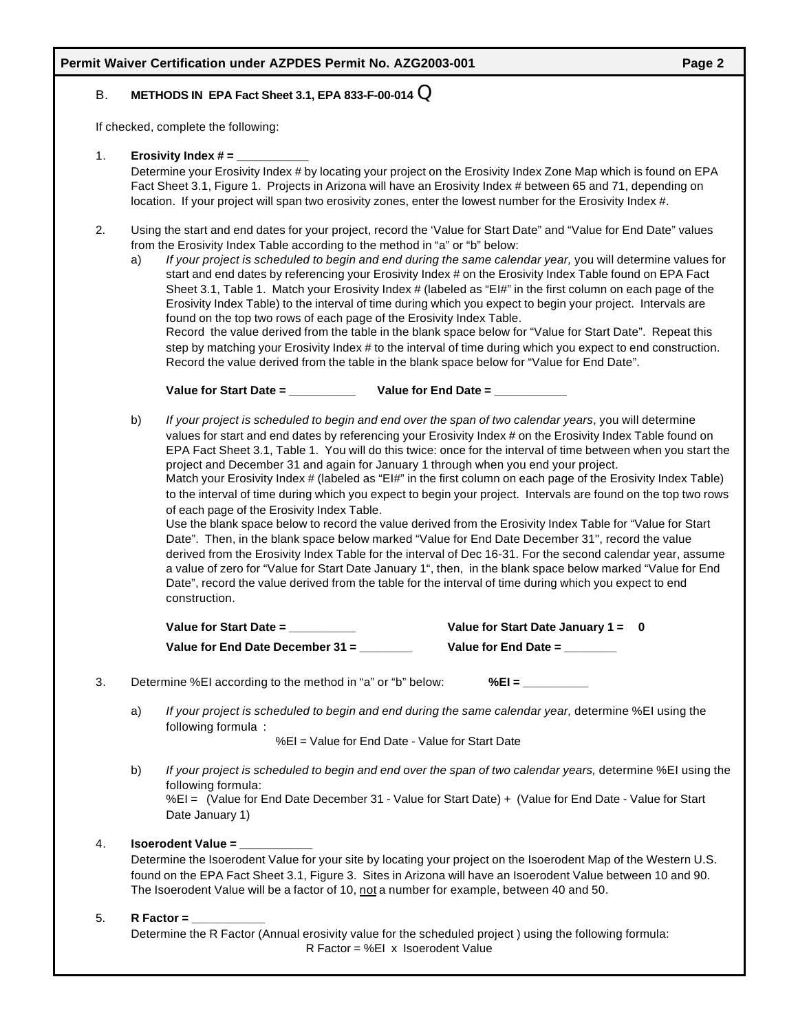**Permit Waiver Certification under AZPDES Permit No. AZG2003-001**

B. **METHODS IN EPA Fact Sheet 3.1, EPA 833-F-00-014** Q

If checked, complete the following:

1. **Erosivity Index # = __________**
   Determine your Erosivity Index # by locating your project on the Erosivity Index Zone Map which is found on EPA Fact Sheet 3.1, Figure 1. Projects in Arizona will have an Erosivity Index # between 65 and 71, depending on location. If your project will span two erosivity zones, enter the lowest number for the Erosivity Index #.

2. Using the start and end dates for your project, record the 'Value for Start Date" and "Value for End Date" values from the Erosivity Index Table according to the method in "a" or "b" below:

   a) *If your project is scheduled to begin and end during the same calendar year,* you will determine values for start and end dates by referencing your Erosivity Index # on the Erosivity Index Table found on EPA Fact Sheet 3.1, Table 1. Match your Erosivity Index # (labeled as "EI#" in the first column on each page of the Erosivity Index Table) to the interval of time during which you expect to begin your project. Intervals are found on the top two rows of each page of the Erosivity Index Table.
   Record the value derived from the table in the blank space below for "Value for Start Date". Repeat this step by matching your Erosivity Index # to the interval of time during which you expect to end construction. Record the value derived from the table in the blank space below for "Value for End Date".

   **Value for Start Date = _________** **Value for End Date = __________**

   b) *If your project is scheduled to begin and end over the span of two calendar years*, you will determine values for start and end dates by referencing your Erosivity Index # on the Erosivity Index Table found on EPA Fact Sheet 3.1, Table 1. You will do this twice: once for the interval of time between when you start the project and December 31 and again for January 1 through when you end your project.
   Match your Erosivity Index # (labeled as "EI#" in the first column on each page of the Erosivity Index Table) to the interval of time during which you expect to begin your project. Intervals are found on the top two rows of each page of the Erosivity Index Table.
   Use the blank space below to record the value derived from the Erosivity Index Table for "Value for Start Date". Then, in the blank space below marked "Value for End Date December 31", record the value derived from the Erosivity Index Table for the interval of Dec 16-31. For the second calendar year, assume a value of zero for "Value for Start Date January 1", then, in the blank space below marked "Value for End Date", record the value derived from the table for the interval of time during which you expect to end construction.

   **Value for Start Date = _________** **Value for Start Date January 1 = 0**

   **Value for End Date December 31 = _______** **Value for End Date = _______**

3. Determine %EI according to the method in "a" or "b" below: **%EI = _________**

   a) *If your project is scheduled to begin and end during the same calendar year,* determine %EI using the following formula :

   %EI = Value for End Date - Value for Start Date

   b) *If your project is scheduled to begin and end over the span of two calendar years,* determine %EI using the following formula:
   %EI = (Value for End Date December 31 - Value for Start Date) + (Value for End Date - Value for Start Date January 1)

4. **Isoerodent Value = __________**
   Determine the Isoerodent Value for your site by locating your project on the Isoerodent Map of the Western U.S. found on the EPA Fact Sheet 3.1, Figure 3. Sites in Arizona will have an Isoerodent Value between 10 and 90. The Isoerodent Value will be a factor of 10, <u>not</u> a number for example, between 40 and 50.

5. **R Factor = __________**
   Determine the R Factor (Annual erosivity value for the scheduled project ) using the following formula:

   R Factor = %EI x Isoerodent Value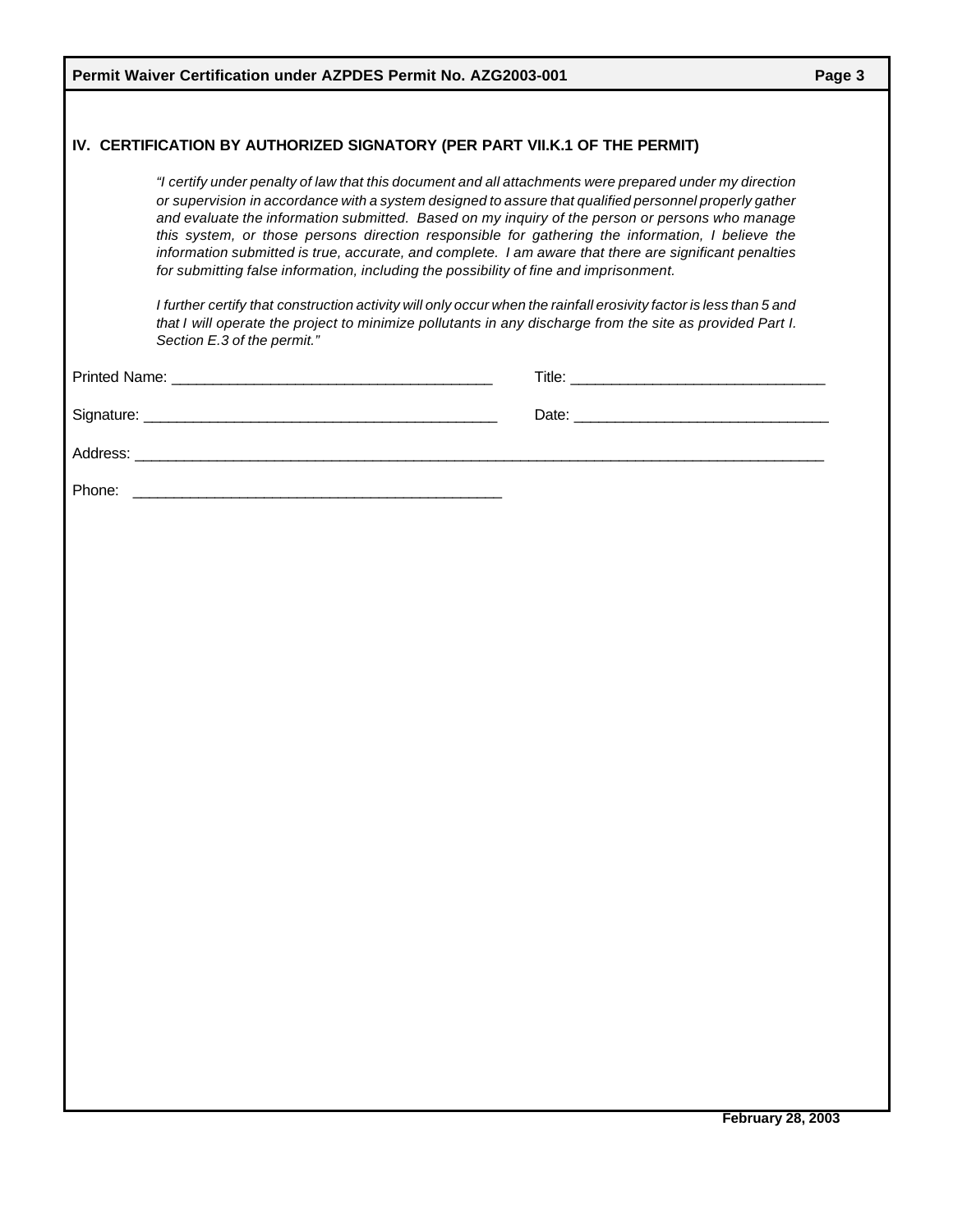## IV. CERTIFICATION BY AUTHORIZED SIGNATORY (PER PART VII.K.1 OF THE PERMIT)

*"I certify under penalty of law that this document and all attachments were prepared under my direction or supervision in accordance with a system designed to assure that qualified personnel properly gather and evaluate the information submitted. Based on my inquiry of the person or persons who manage this system, or those persons direction responsible for gathering the information, I believe the information submitted is true, accurate, and complete. I am aware that there are significant penalties for submitting false information, including the possibility of fine and imprisonment.*

*I further certify that construction activity will only occur when the rainfall erosivity factor is less than 5 and that I will operate the project to minimize pollutants in any discharge from the site as provided Part I. Section E.3 of the permit."*

Printed Name: ______________________________________ Title: ______________________________

Signature: __________________________________________ Date: ______________________________

Address: __________________________________________________________________________________

Phone: _____________________________________________